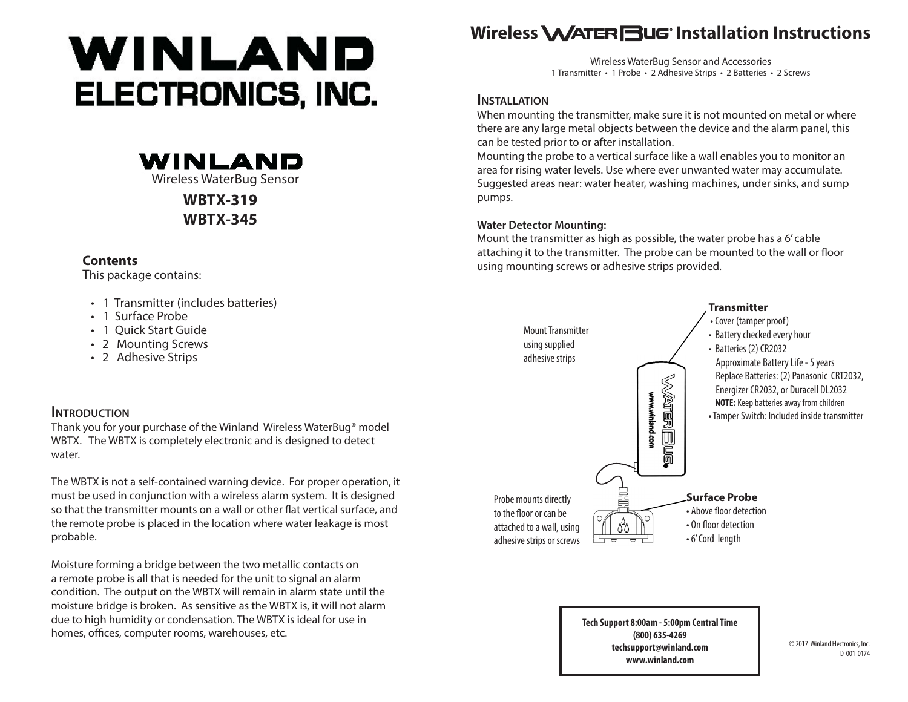# WINLAND ELECTRONICS, INC.

## WINLAND

Wireless WaterBug Sensor

**WBTX-319**

**WBTX-345**

### Contents

This package contains:

- 1 Transmitter (includes batteries)
- 1 Surface Probe
- 1 Quick Start Guide
- 2 Mounting Screws
- 2 Adhesive Strips

## Introduction

Thank you for your purchase of the Winland Wireless WaterBug® model WBTX. The WBTX is completely electronic and is designed to detect water.

The WBTX is not a self-contained warning device. For proper operation, it must be used in conjunction with a wireless alarm system. It is designed so that the transmitter mounts on a wall or other flat vertical surface, and the remote probe is placed in the location where water leakage is most probable.

Moisture forming a bridge between the two metallic contacts on a remote probe is all that is needed for the unit to signal an alarm condition. The output on the WBTX will remain in alarm state until the moisture bridge is broken. As sensitive as the WBTX is, it will not alarm due to high humidity or condensation. The WBTX is ideal for use in homes, offices, computer rooms, warehouses, etc.

# Wireless WATERBUG® Installation Instructions

Wireless WaterBug Sensor and Accessories

1 Transmitter • 1 Probe • 2 Adhesive Strips • 2 Batteries • 2 Screws

## Installation

When mounting the transmitter, make sure it is not mounted on metal or where there are any large metal objects between the device and the alarm panel, this can be tested prior to or after installation.

Mounting the probe to a vertical surface like a wall enables you to monitor an area for rising water levels. Use where ever unwanted water may accumulate. Suggested areas near: water heater, washing machines, under sinks, and sump pumps.

**Water Detector Mounting:**

Mount the transmitter as high as possible, the water probe has a 6' cable attaching it to the transmitter. The probe can be mounted to the wall or floor using mounting screws or adhesive strips provided.

Mount Transmitter using supplied adhesive strips

**Transmitter**

- Cover (tamper proof)
- Battery checked every hour
- Batteries (2) CR2032
  Approximate Battery Life - 5 years
  Replace Batteries: (2) Panasonic CRT2032, Energizer CR2032, or Duracell DL2032
  **NOTE:** Keep batteries away from children
- Tamper Switch: Included inside transmitter

Probe mounts directly to the floor or can be attached to a wall, using adhesive strips or screws

**Surface Probe**

- Above floor detection
- On floor detection
- 6' Cord length

**Tech Support 8:00am - 5:00pm Central Time**
**(800) 635-4269**
**techsupport@winland.com**
**www.winland.com**

© 2017 Winland Electronics, Inc.
D-001-0174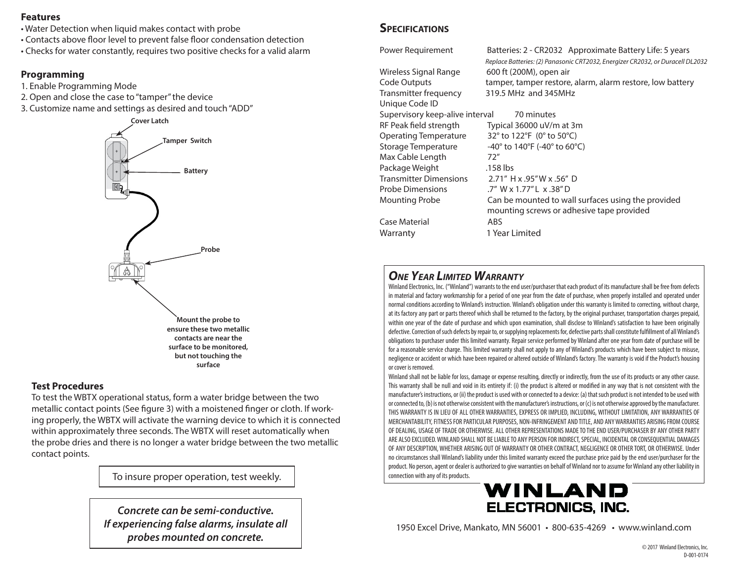## Features

- Water Detection when liquid makes contact with probe
- Contacts above floor level to prevent false floor condensation detection
- Checks for water constantly, requires two positive checks for a valid alarm

## Programming

1. Enable Programming Mode
2. Open and close the case to "tamper" the device
3. Customize name and settings as desired and touch "ADD"

Cover Latch

Tamper Switch

Battery

Probe

Mount the probe to ensure these two metallic contacts are near the surface to be monitored, but not touching the surface

## Test Procedures

To test the WBTX operational status, form a water bridge between the two metallic contact points (See figure 3) with a moistened finger or cloth. If working properly, the WBTX will activate the warning device to which it is connected within approximately three seconds. The WBTX will reset automatically when the probe dries and there is no longer a water bridge between the two metallic contact points.

To insure proper operation, test weekly.

***Concrete can be semi-conductive. If experiencing false alarms, insulate all probes mounted on concrete.***

## Specifications

| | |
|---|---|
| Power Requirement | Batteries: 2 - CR2032 Approximate Battery Life: 5 years<br>*Replace Batteries: (2) Panasonic CRT2032, Energizer CR2032, or Duracell DL2032* |
| Wireless Signal Range | 600 ft (200M), open air |
| Code Outputs | tamper, tamper restore, alarm, alarm restore, low battery |
| Transmitter frequency | 319.5 MHz and 345MHz |
| Unique Code ID | |
| Supervisory keep-alive interval | 70 minutes |
| RF Peak field strength | Typical 36000 uV/m at 3m |
| Operating Temperature | 32° to 122°F (0° to 50°C) |
| Storage Temperature | -40° to 140°F (-40° to 60°C) |
| Max Cable Length | 72" |
| Package Weight | .158 lbs |
| Transmitter Dimensions | 2.71" H x .95" W x .56" D |
| Probe Dimensions | .7" W x 1.77" L x .38" D |
| Mounting Probe | Can be mounted to wall surfaces using the provided mounting screws or adhesive tape provided |
| Case Material | ABS |
| Warranty | 1 Year Limited |

## *One Year Limited Warranty*

Winland Electronics, Inc. ("Winland") warrants to the end user/purchaser that each product of its manufacture shall be free from defects in material and factory workmanship for a period of one year from the date of purchase, when properly installed and operated under normal conditions according to Winland's instruction. Winland's obligation under this warranty is limited to correcting, without charge, at its factory any part or parts thereof which shall be returned to the factory, by the original purchaser, transportation charges prepaid, within one year of the date of purchase and which upon examination, shall disclose to Winland's satisfaction to have been originally defective. Correction of such defects by repair to, or supplying replacements for, defective parts shall constitute fulfillment of all Winland's obligations to purchaser under this limited warranty. Repair service performed by Winland after one year from date of purchase will be for a reasonable service charge. This limited warranty shall not apply to any of Winland's products which have been subject to misuse, negligence or accident or which have been repaired or altered outside of Winland's factory. The warranty is void if the Product's housing or cover is removed.

Winland shall not be liable for loss, damage or expense resulting, directly or indirectly, from the use of its products or any other cause. This warranty shall be null and void in its entirety if: (i) the product is altered or modified in any way that is not consistent with the manufacturer's instructions, or (ii) the product is used with or connected to a device: (a) that such product is not intended to be used with or connected to, (b) is not otherwise consistent with the manufacturer's instructions, or (c) is not otherwise approved by the manufacturer. THIS WARRANTY IS IN LIEU OF ALL OTHER WARRANTIES, EXPRESS OR IMPLIED, INCLUDING, WITHOUT LIMITATION, ANY WARRANTIES OF MERCHANTABILITY, FITNESS FOR PARTICULAR PURPOSES, NON-INFRINGEMENT AND TITLE, AND ANY WARRANTIES ARISING FROM COURSE OF DEALING, USAGE OF TRADE OR OTHERWISE. ALL OTHER REPRESENTATIONS MADE TO THE END USER/PURCHASER BY ANY OTHER PARTY ARE ALSO EXCLUDED. WINLAND SHALL NOT BE LIABLE TO ANY PERSON FOR INDIRECT, SPECIAL, INCIDENTAL OR CONSEQUENTIAL DAMAGES OF ANY DESCRIPTION, WHETHER ARISING OUT OF WARRANTY OR OTHER CONTRACT, NEGLIGENCE OR OTHER TORT, OR OTHERWISE. Under no circumstances shall Winland's liability under this limited warranty exceed the purchase price paid by the end user/purchaser for the product. No person, agent or dealer is authorized to give warranties on behalf of Winland nor to assume for Winland any other liability in connection with any of its products.

**WINLAND ELECTRONICS, INC.**

1950 Excel Drive, Mankato, MN 56001 • 800-635-4269 • www.winland.com

© 2017 Winland Electronics, Inc.
D-001-0174